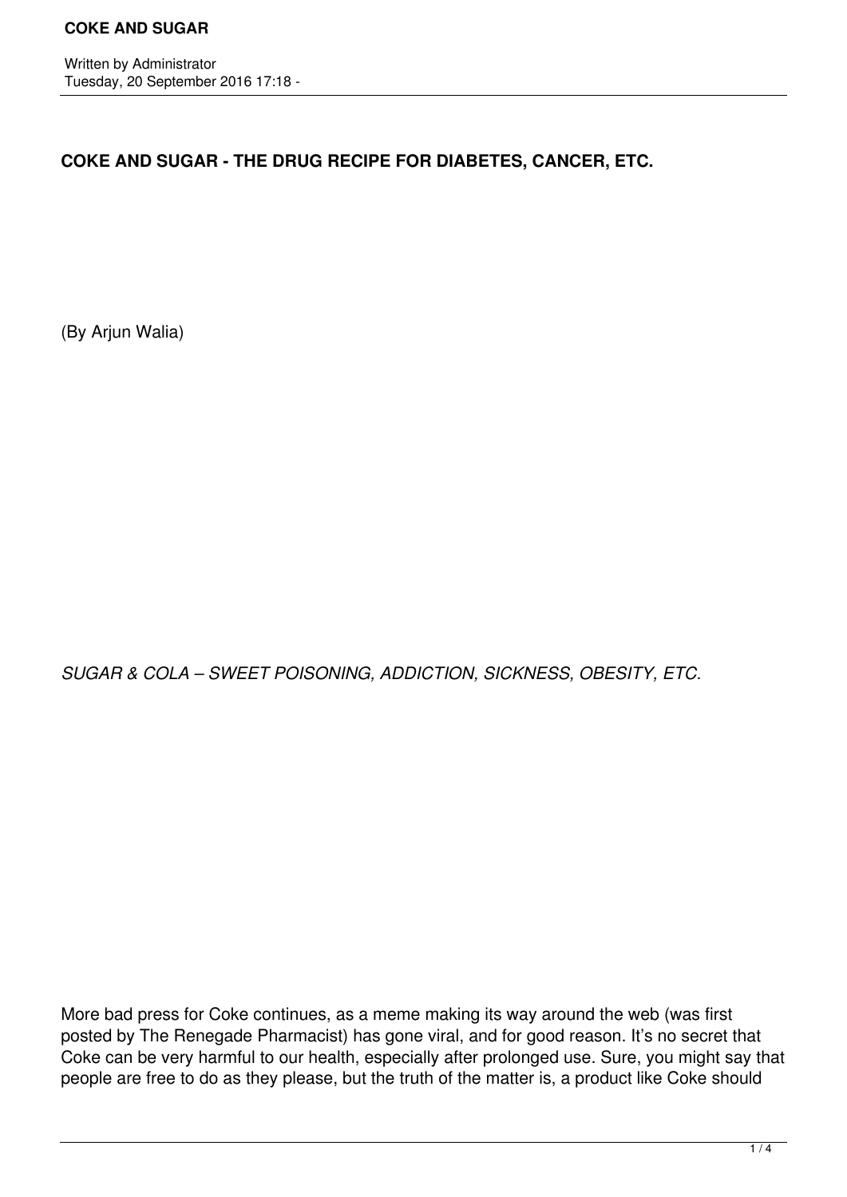# COKE AND SUGAR - THE DRUG RECIPE FOR DIABETES, CANCER, ETC.

(By Arjun Walia)

*SUGAR & COLA – SWEET POISONING, ADDICTION, SICKNESS, OBESITY, ETC.*

More bad press for Coke continues, as a meme making its way around the web (was first posted by The Renegade Pharmacist) has gone viral, and for good reason. It's no secret that Coke can be very harmful to our health, especially after prolonged use. Sure, you might say that people are free to do as they please, but the truth of the matter is, a product like Coke should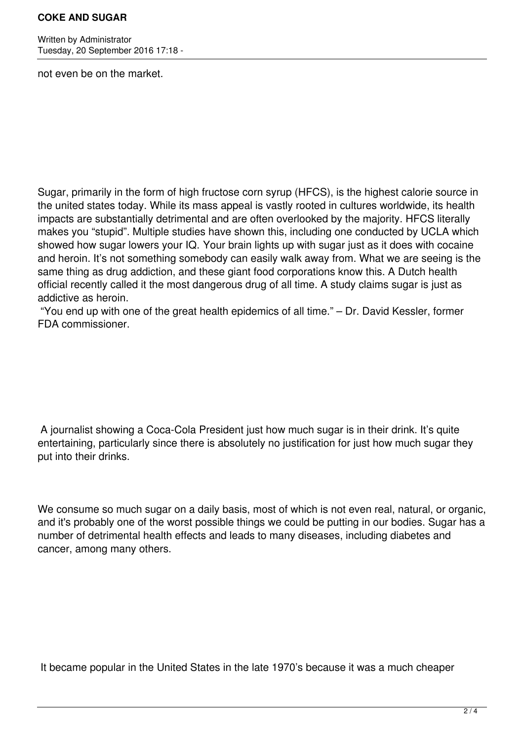not even be on the market.

Sugar, primarily in the form of high fructose corn syrup (HFCS), is the highest calorie source in the united states today. While its mass appeal is vastly rooted in cultures worldwide, its health impacts are substantially detrimental and are often overlooked by the majority. HFCS literally makes you "stupid". Multiple studies have shown this, including one conducted by UCLA which showed how sugar lowers your IQ. Your brain lights up with sugar just as it does with cocaine and heroin. It's not something somebody can easily walk away from. What we are seeing is the same thing as drug addiction, and these giant food corporations know this. A Dutch health official recently called it the most dangerous drug of all time. A study claims sugar is just as addictive as heroin.

"You end up with one of the great health epidemics of all time." – Dr. David Kessler, former FDA commissioner.

A journalist showing a Coca-Cola President just how much sugar is in their drink. It's quite entertaining, particularly since there is absolutely no justification for just how much sugar they put into their drinks.

We consume so much sugar on a daily basis, most of which is not even real, natural, or organic, and it's probably one of the worst possible things we could be putting in our bodies. Sugar has a number of detrimental health effects and leads to many diseases, including diabetes and cancer, among many others.

It became popular in the United States in the late 1970's because it was a much cheaper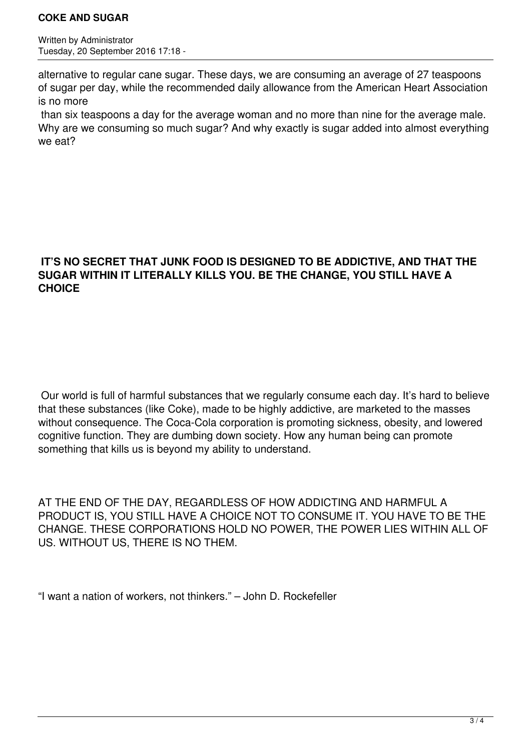alternative to regular cane sugar. These days, we are consuming an average of 27 teaspoons of sugar per day, while the recommended daily allowance from the American Heart Association is no more than six teaspoons a day for the average woman and no more than nine for the average male. Why are we consuming so much sugar? And why exactly is sugar added into almost everything we eat?

**IT'S NO SECRET THAT JUNK FOOD IS DESIGNED TO BE ADDICTIVE, AND THAT THE SUGAR WITHIN IT LITERALLY KILLS YOU. BE THE CHANGE, YOU STILL HAVE A CHOICE**

Our world is full of harmful substances that we regularly consume each day. It's hard to believe that these substances (like Coke), made to be highly addictive, are marketed to the masses without consequence. The Coca-Cola corporation is promoting sickness, obesity, and lowered cognitive function. They are dumbing down society. How any human being can promote something that kills us is beyond my ability to understand.

AT THE END OF THE DAY, REGARDLESS OF HOW ADDICTING AND HARMFUL A PRODUCT IS, YOU STILL HAVE A CHOICE NOT TO CONSUME IT. YOU HAVE TO BE THE CHANGE. THESE CORPORATIONS HOLD NO POWER, THE POWER LIES WITHIN ALL OF US. WITHOUT US, THERE IS NO THEM.

"I want a nation of workers, not thinkers." – John D. Rockefeller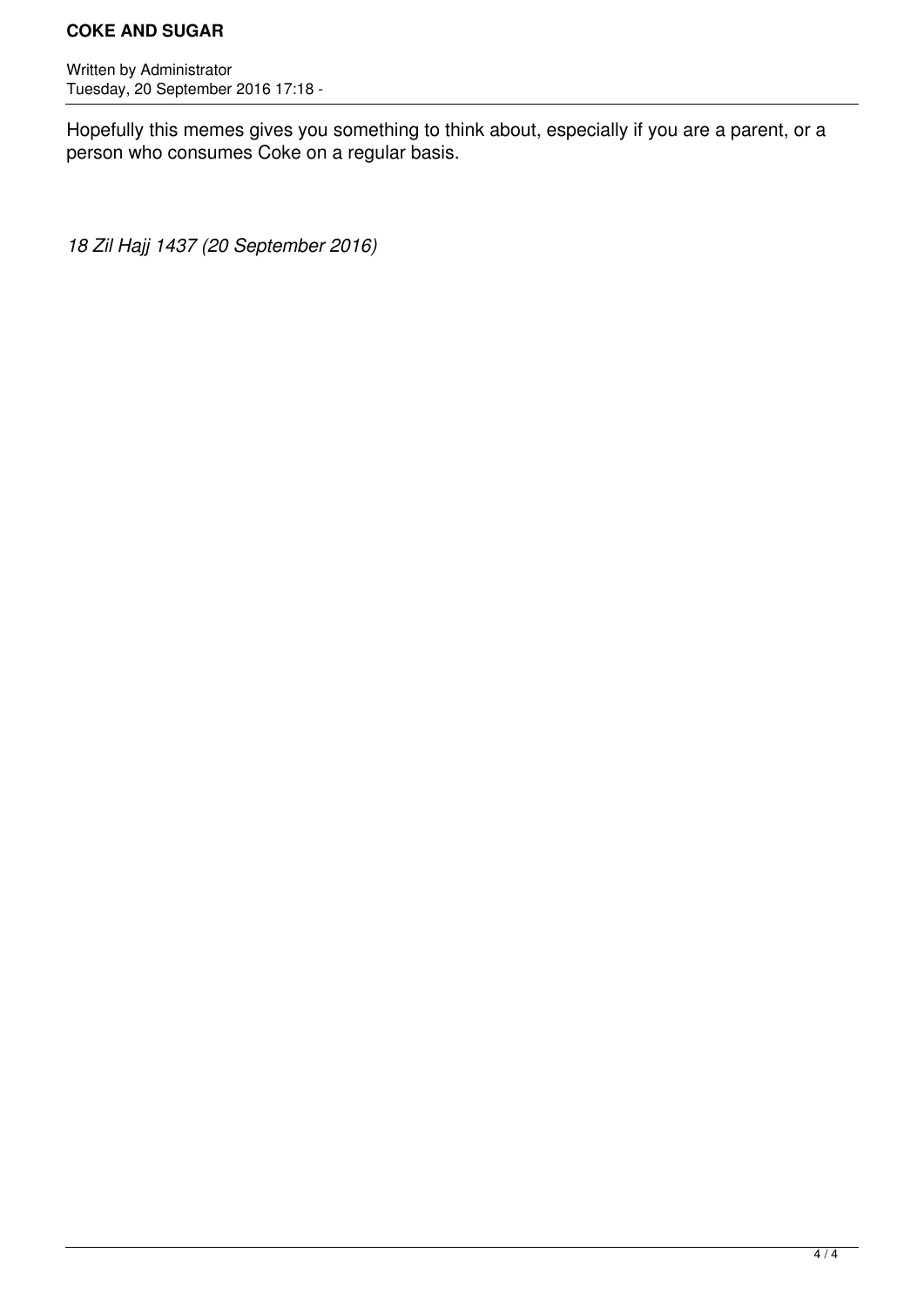Hopefully this memes gives you something to think about, especially if you are a parent, or a person who consumes Coke on a regular basis.

*18 Zil Hajj 1437 (20 September 2016)*